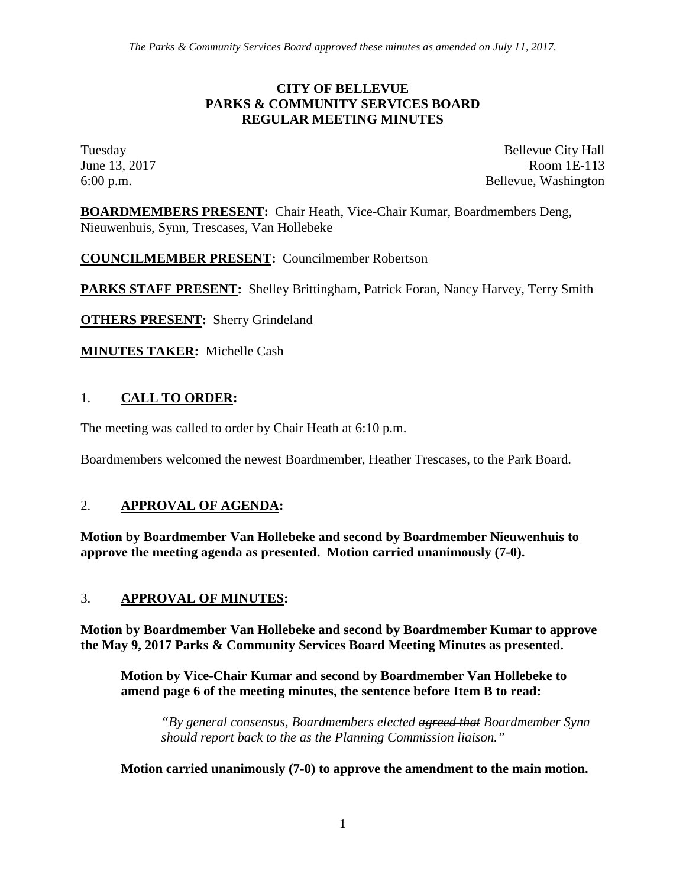*The Parks & Community Services Board approved these minutes as amended on July 11, 2017.*

# CITY OF BELLEVUE
# PARKS & COMMUNITY SERVICES BOARD
# REGULAR MEETING MINUTES

Tuesday
June 13, 2017
6:00 p.m.

Bellevue City Hall
Room 1E-113
Bellevue, Washington

**BOARDMEMBERS PRESENT:** Chair Heath, Vice-Chair Kumar, Boardmembers Deng, Nieuwenhuis, Synn, Trescases, Van Hollebeke

**COUNCILMEMBER PRESENT:** Councilmember Robertson

**PARKS STAFF PRESENT:** Shelley Brittingham, Patrick Foran, Nancy Harvey, Terry Smith

**OTHERS PRESENT:** Sherry Grindeland

**MINUTES TAKER:** Michelle Cash

## 1. CALL TO ORDER:

The meeting was called to order by Chair Heath at 6:10 p.m.

Boardmembers welcomed the newest Boardmember, Heather Trescases, to the Park Board.

## 2. APPROVAL OF AGENDA:

**Motion by Boardmember Van Hollebeke and second by Boardmember Nieuwenhuis to approve the meeting agenda as presented. Motion carried unanimously (7-0).**

## 3. APPROVAL OF MINUTES:

**Motion by Boardmember Van Hollebeke and second by Boardmember Kumar to approve the May 9, 2017 Parks & Community Services Board Meeting Minutes as presented.**

> **Motion by Vice-Chair Kumar and second by Boardmember Van Hollebeke to amend page 6 of the meeting minutes, the sentence before Item B to read:**
>
> > *"By general consensus, Boardmembers elected ~~agreed that~~ Boardmember Synn ~~should report back to the~~ as the Planning Commission liaison."*
>
> **Motion carried unanimously (7-0) to approve the amendment to the main motion.**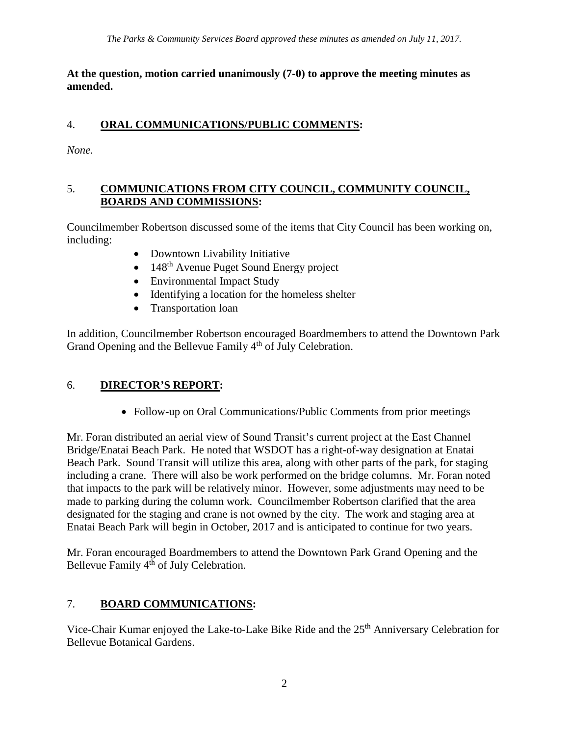*The Parks & Community Services Board approved these minutes as amended on July 11, 2017.*

**At the question, motion carried unanimously (7-0) to approve the meeting minutes as amended.**

## 4. **ORAL COMMUNICATIONS/PUBLIC COMMENTS:**

*None.*

## 5. **COMMUNICATIONS FROM CITY COUNCIL, COMMUNITY COUNCIL, BOARDS AND COMMISSIONS:**

Councilmember Robertson discussed some of the items that City Council has been working on, including:

- Downtown Livability Initiative
- 148th Avenue Puget Sound Energy project
- Environmental Impact Study
- Identifying a location for the homeless shelter
- Transportation loan

In addition, Councilmember Robertson encouraged Boardmembers to attend the Downtown Park Grand Opening and the Bellevue Family 4th of July Celebration.

## 6. **DIRECTOR'S REPORT:**

- Follow-up on Oral Communications/Public Comments from prior meetings

Mr. Foran distributed an aerial view of Sound Transit's current project at the East Channel Bridge/Enatai Beach Park. He noted that WSDOT has a right-of-way designation at Enatai Beach Park. Sound Transit will utilize this area, along with other parts of the park, for staging including a crane. There will also be work performed on the bridge columns. Mr. Foran noted that impacts to the park will be relatively minor. However, some adjustments may need to be made to parking during the column work. Councilmember Robertson clarified that the area designated for the staging and crane is not owned by the city. The work and staging area at Enatai Beach Park will begin in October, 2017 and is anticipated to continue for two years.

Mr. Foran encouraged Boardmembers to attend the Downtown Park Grand Opening and the Bellevue Family 4th of July Celebration.

## 7. **BOARD COMMUNICATIONS:**

Vice-Chair Kumar enjoyed the Lake-to-Lake Bike Ride and the 25th Anniversary Celebration for Bellevue Botanical Gardens.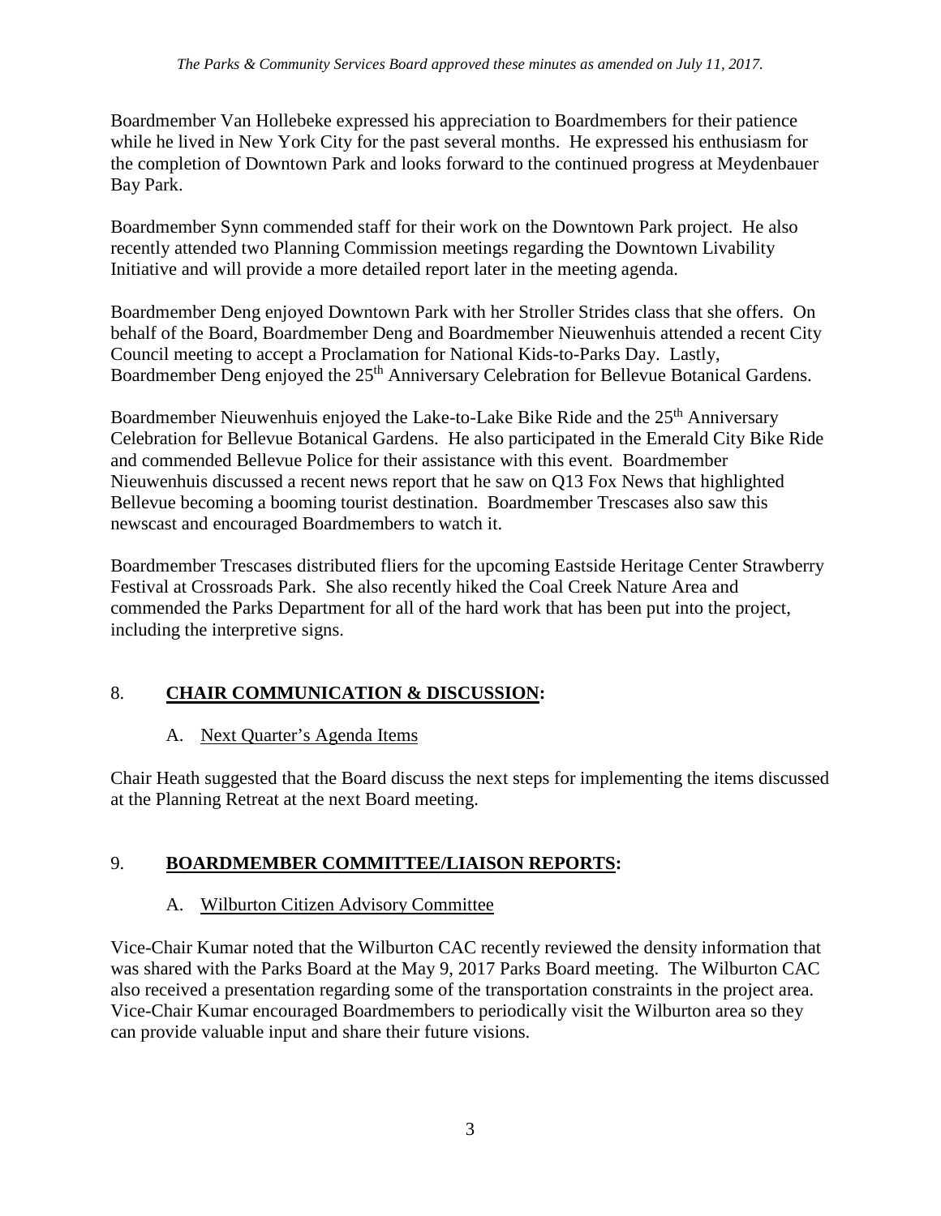Boardmember Van Hollebeke expressed his appreciation to Boardmembers for their patience while he lived in New York City for the past several months. He expressed his enthusiasm for the completion of Downtown Park and looks forward to the continued progress at Meydenbauer Bay Park.

Boardmember Synn commended staff for their work on the Downtown Park project. He also recently attended two Planning Commission meetings regarding the Downtown Livability Initiative and will provide a more detailed report later in the meeting agenda.

Boardmember Deng enjoyed Downtown Park with her Stroller Strides class that she offers. On behalf of the Board, Boardmember Deng and Boardmember Nieuwenhuis attended a recent City Council meeting to accept a Proclamation for National Kids-to-Parks Day. Lastly, Boardmember Deng enjoyed the 25th Anniversary Celebration for Bellevue Botanical Gardens.

Boardmember Nieuwenhuis enjoyed the Lake-to-Lake Bike Ride and the 25th Anniversary Celebration for Bellevue Botanical Gardens. He also participated in the Emerald City Bike Ride and commended Bellevue Police for their assistance with this event. Boardmember Nieuwenhuis discussed a recent news report that he saw on Q13 Fox News that highlighted Bellevue becoming a booming tourist destination. Boardmember Trescases also saw this newscast and encouraged Boardmembers to watch it.

Boardmember Trescases distributed fliers for the upcoming Eastside Heritage Center Strawberry Festival at Crossroads Park. She also recently hiked the Coal Creek Nature Area and commended the Parks Department for all of the hard work that has been put into the project, including the interpretive signs.

## 8. **CHAIR COMMUNICATION & DISCUSSION:**

### A. Next Quarter's Agenda Items

Chair Heath suggested that the Board discuss the next steps for implementing the items discussed at the Planning Retreat at the next Board meeting.

## 9. **BOARDMEMBER COMMITTEE/LIAISON REPORTS:**

### A. Wilburton Citizen Advisory Committee

Vice-Chair Kumar noted that the Wilburton CAC recently reviewed the density information that was shared with the Parks Board at the May 9, 2017 Parks Board meeting. The Wilburton CAC also received a presentation regarding some of the transportation constraints in the project area. Vice-Chair Kumar encouraged Boardmembers to periodically visit the Wilburton area so they can provide valuable input and share their future visions.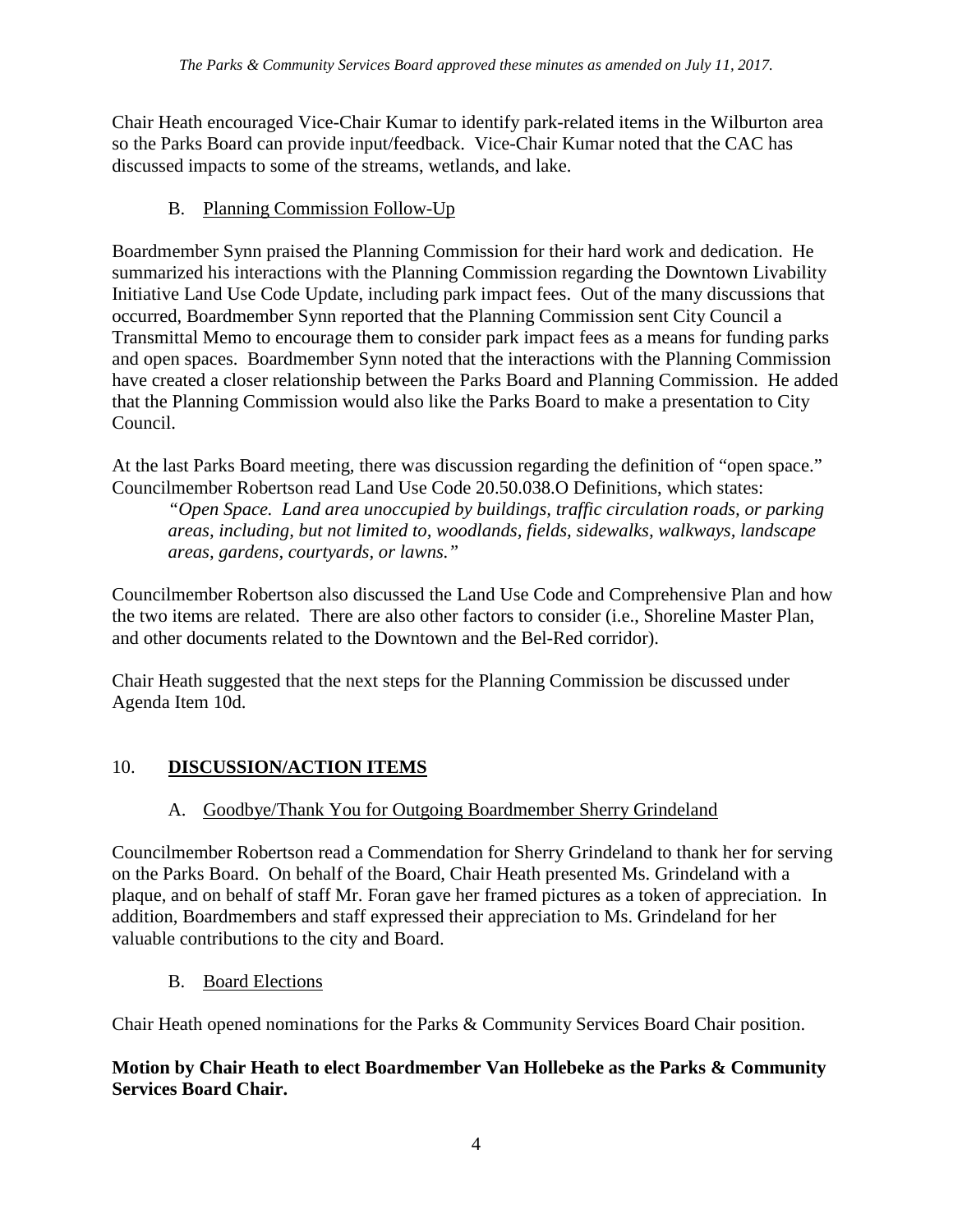Chair Heath encouraged Vice-Chair Kumar to identify park-related items in the Wilburton area so the Parks Board can provide input/feedback. Vice-Chair Kumar noted that the CAC has discussed impacts to some of the streams, wetlands, and lake.

B. Planning Commission Follow-Up

Boardmember Synn praised the Planning Commission for their hard work and dedication. He summarized his interactions with the Planning Commission regarding the Downtown Livability Initiative Land Use Code Update, including park impact fees. Out of the many discussions that occurred, Boardmember Synn reported that the Planning Commission sent City Council a Transmittal Memo to encourage them to consider park impact fees as a means for funding parks and open spaces. Boardmember Synn noted that the interactions with the Planning Commission have created a closer relationship between the Parks Board and Planning Commission. He added that the Planning Commission would also like the Parks Board to make a presentation to City Council.

At the last Parks Board meeting, there was discussion regarding the definition of "open space." Councilmember Robertson read Land Use Code 20.50.038.O Definitions, which states:

> *"Open Space. Land area unoccupied by buildings, traffic circulation roads, or parking areas, including, but not limited to, woodlands, fields, sidewalks, walkways, landscape areas, gardens, courtyards, or lawns."*

Councilmember Robertson also discussed the Land Use Code and Comprehensive Plan and how the two items are related. There are also other factors to consider (i.e., Shoreline Master Plan, and other documents related to the Downtown and the Bel-Red corridor).

Chair Heath suggested that the next steps for the Planning Commission be discussed under Agenda Item 10d.

## 10. DISCUSSION/ACTION ITEMS

A. Goodbye/Thank You for Outgoing Boardmember Sherry Grindeland

Councilmember Robertson read a Commendation for Sherry Grindeland to thank her for serving on the Parks Board. On behalf of the Board, Chair Heath presented Ms. Grindeland with a plaque, and on behalf of staff Mr. Foran gave her framed pictures as a token of appreciation. In addition, Boardmembers and staff expressed their appreciation to Ms. Grindeland for her valuable contributions to the city and Board.

B. Board Elections

Chair Heath opened nominations for the Parks & Community Services Board Chair position.

**Motion by Chair Heath to elect Boardmember Van Hollebeke as the Parks & Community Services Board Chair.**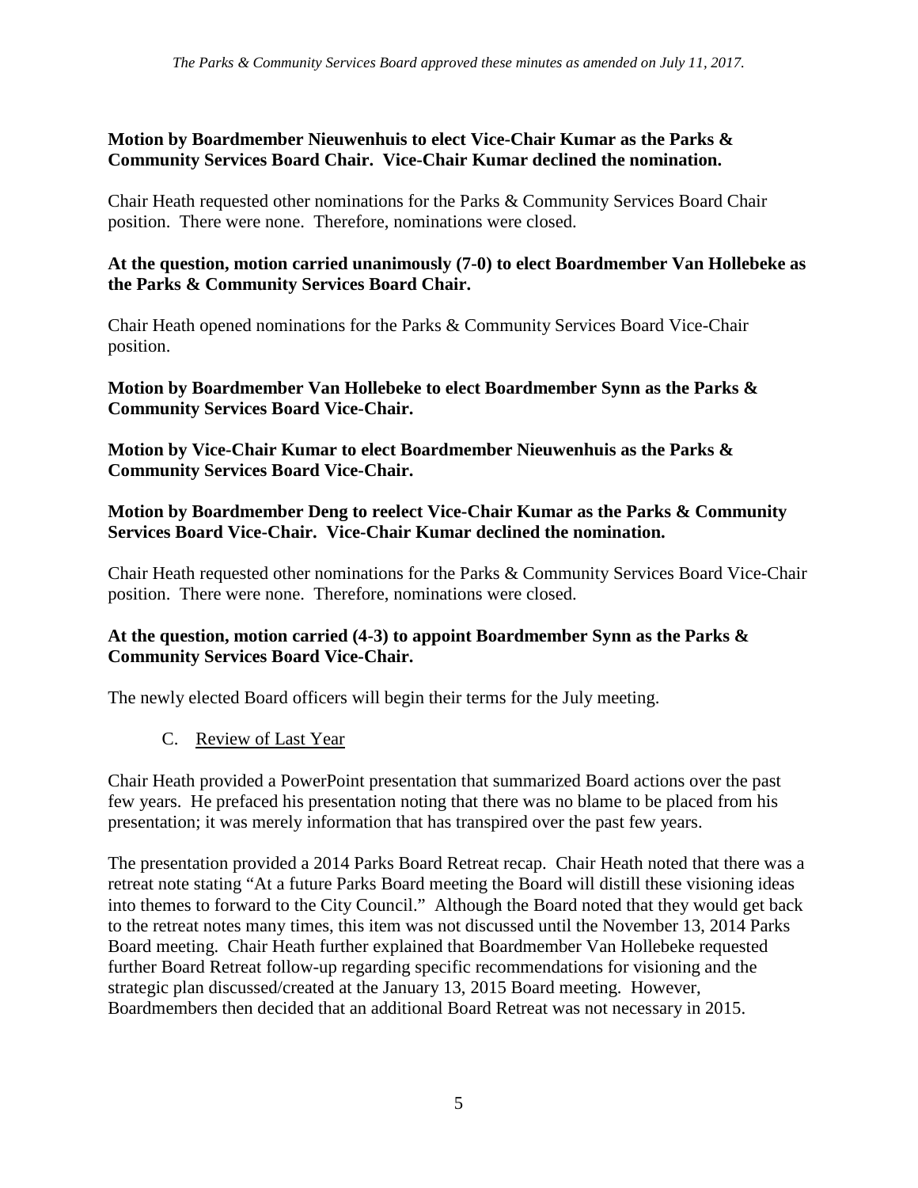*The Parks & Community Services Board approved these minutes as amended on July 11, 2017.*

**Motion by Boardmember Nieuwenhuis to elect Vice-Chair Kumar as the Parks & Community Services Board Chair. Vice-Chair Kumar declined the nomination.**

Chair Heath requested other nominations for the Parks & Community Services Board Chair position. There were none. Therefore, nominations were closed.

**At the question, motion carried unanimously (7-0) to elect Boardmember Van Hollebeke as the Parks & Community Services Board Chair.**

Chair Heath opened nominations for the Parks & Community Services Board Vice-Chair position.

**Motion by Boardmember Van Hollebeke to elect Boardmember Synn as the Parks & Community Services Board Vice-Chair.**

**Motion by Vice-Chair Kumar to elect Boardmember Nieuwenhuis as the Parks & Community Services Board Vice-Chair.**

**Motion by Boardmember Deng to reelect Vice-Chair Kumar as the Parks & Community Services Board Vice-Chair. Vice-Chair Kumar declined the nomination.**

Chair Heath requested other nominations for the Parks & Community Services Board Vice-Chair position. There were none. Therefore, nominations were closed.

**At the question, motion carried (4-3) to appoint Boardmember Synn as the Parks & Community Services Board Vice-Chair.**

The newly elected Board officers will begin their terms for the July meeting.

C. Review of Last Year

Chair Heath provided a PowerPoint presentation that summarized Board actions over the past few years. He prefaced his presentation noting that there was no blame to be placed from his presentation; it was merely information that has transpired over the past few years.

The presentation provided a 2014 Parks Board Retreat recap. Chair Heath noted that there was a retreat note stating "At a future Parks Board meeting the Board will distill these visioning ideas into themes to forward to the City Council." Although the Board noted that they would get back to the retreat notes many times, this item was not discussed until the November 13, 2014 Parks Board meeting. Chair Heath further explained that Boardmember Van Hollebeke requested further Board Retreat follow-up regarding specific recommendations for visioning and the strategic plan discussed/created at the January 13, 2015 Board meeting. However, Boardmembers then decided that an additional Board Retreat was not necessary in 2015.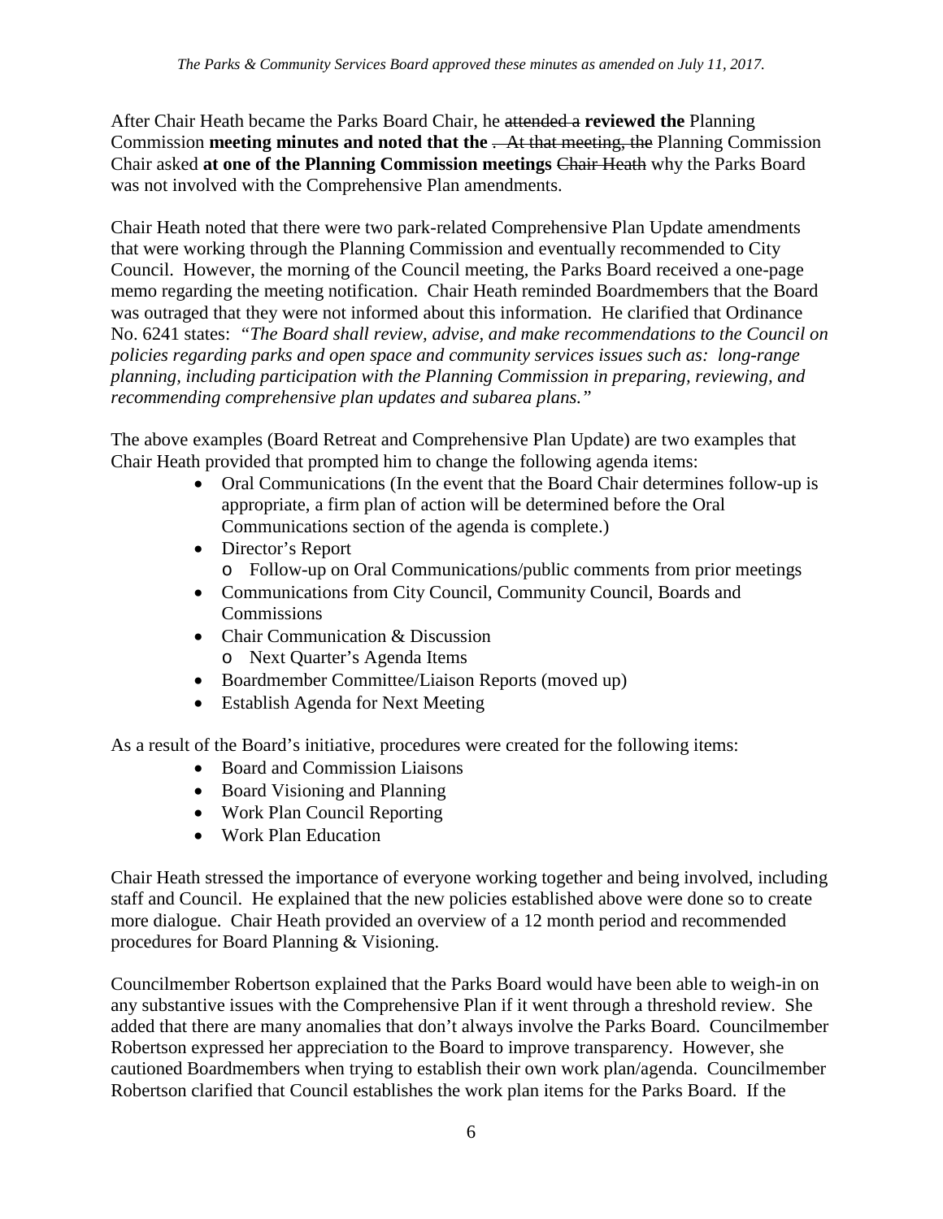*The Parks & Community Services Board approved these minutes as amended on July 11, 2017.*

After Chair Heath became the Parks Board Chair, he ~~attended a~~ **reviewed the** Planning Commission **meeting minutes and noted that the** ~~. At that meeting, the~~ Planning Commission Chair asked **at one of the Planning Commission meetings** ~~Chair Heath~~ why the Parks Board was not involved with the Comprehensive Plan amendments.

Chair Heath noted that there were two park-related Comprehensive Plan Update amendments that were working through the Planning Commission and eventually recommended to City Council. However, the morning of the Council meeting, the Parks Board received a one-page memo regarding the meeting notification. Chair Heath reminded Boardmembers that the Board was outraged that they were not informed about this information. He clarified that Ordinance No. 6241 states: *"The Board shall review, advise, and make recommendations to the Council on policies regarding parks and open space and community services issues such as: long-range planning, including participation with the Planning Commission in preparing, reviewing, and recommending comprehensive plan updates and subarea plans."*

The above examples (Board Retreat and Comprehensive Plan Update) are two examples that Chair Heath provided that prompted him to change the following agenda items:

- Oral Communications (In the event that the Board Chair determines follow-up is appropriate, a firm plan of action will be determined before the Oral Communications section of the agenda is complete.)
- Director's Report
  - Follow-up on Oral Communications/public comments from prior meetings
- Communications from City Council, Community Council, Boards and Commissions
- Chair Communication & Discussion
  - Next Quarter's Agenda Items
- Boardmember Committee/Liaison Reports (moved up)
- Establish Agenda for Next Meeting

As a result of the Board's initiative, procedures were created for the following items:

- Board and Commission Liaisons
- Board Visioning and Planning
- Work Plan Council Reporting
- Work Plan Education

Chair Heath stressed the importance of everyone working together and being involved, including staff and Council. He explained that the new policies established above were done so to create more dialogue. Chair Heath provided an overview of a 12 month period and recommended procedures for Board Planning & Visioning.

Councilmember Robertson explained that the Parks Board would have been able to weigh-in on any substantive issues with the Comprehensive Plan if it went through a threshold review. She added that there are many anomalies that don't always involve the Parks Board. Councilmember Robertson expressed her appreciation to the Board to improve transparency. However, she cautioned Boardmembers when trying to establish their own work plan/agenda. Councilmember Robertson clarified that Council establishes the work plan items for the Parks Board. If the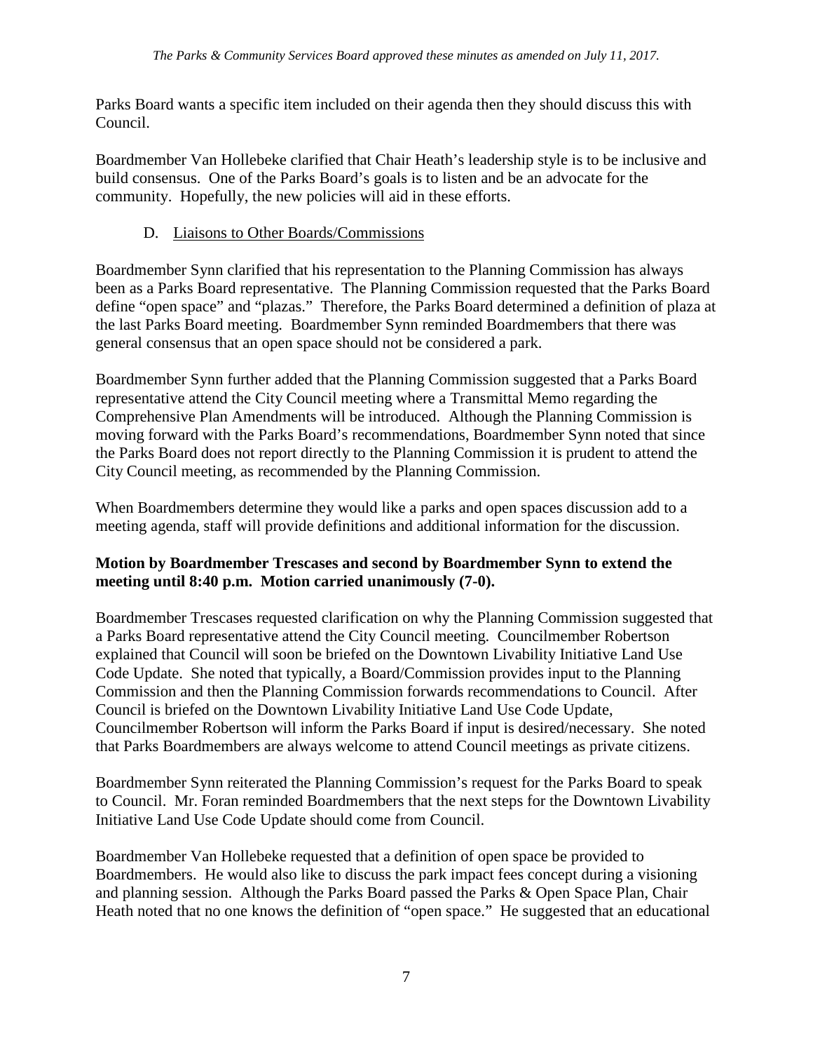Parks Board wants a specific item included on their agenda then they should discuss this with Council.

Boardmember Van Hollebeke clarified that Chair Heath's leadership style is to be inclusive and build consensus. One of the Parks Board's goals is to listen and be an advocate for the community. Hopefully, the new policies will aid in these efforts.

D. Liaisons to Other Boards/Commissions

Boardmember Synn clarified that his representation to the Planning Commission has always been as a Parks Board representative. The Planning Commission requested that the Parks Board define "open space" and "plazas." Therefore, the Parks Board determined a definition of plaza at the last Parks Board meeting. Boardmember Synn reminded Boardmembers that there was general consensus that an open space should not be considered a park.

Boardmember Synn further added that the Planning Commission suggested that a Parks Board representative attend the City Council meeting where a Transmittal Memo regarding the Comprehensive Plan Amendments will be introduced. Although the Planning Commission is moving forward with the Parks Board's recommendations, Boardmember Synn noted that since the Parks Board does not report directly to the Planning Commission it is prudent to attend the City Council meeting, as recommended by the Planning Commission.

When Boardmembers determine they would like a parks and open spaces discussion add to a meeting agenda, staff will provide definitions and additional information for the discussion.

**Motion by Boardmember Trescases and second by Boardmember Synn to extend the meeting until 8:40 p.m. Motion carried unanimously (7-0).**

Boardmember Trescases requested clarification on why the Planning Commission suggested that a Parks Board representative attend the City Council meeting. Councilmember Robertson explained that Council will soon be briefed on the Downtown Livability Initiative Land Use Code Update. She noted that typically, a Board/Commission provides input to the Planning Commission and then the Planning Commission forwards recommendations to Council. After Council is briefed on the Downtown Livability Initiative Land Use Code Update, Councilmember Robertson will inform the Parks Board if input is desired/necessary. She noted that Parks Boardmembers are always welcome to attend Council meetings as private citizens.

Boardmember Synn reiterated the Planning Commission's request for the Parks Board to speak to Council. Mr. Foran reminded Boardmembers that the next steps for the Downtown Livability Initiative Land Use Code Update should come from Council.

Boardmember Van Hollebeke requested that a definition of open space be provided to Boardmembers. He would also like to discuss the park impact fees concept during a visioning and planning session. Although the Parks Board passed the Parks & Open Space Plan, Chair Heath noted that no one knows the definition of "open space." He suggested that an educational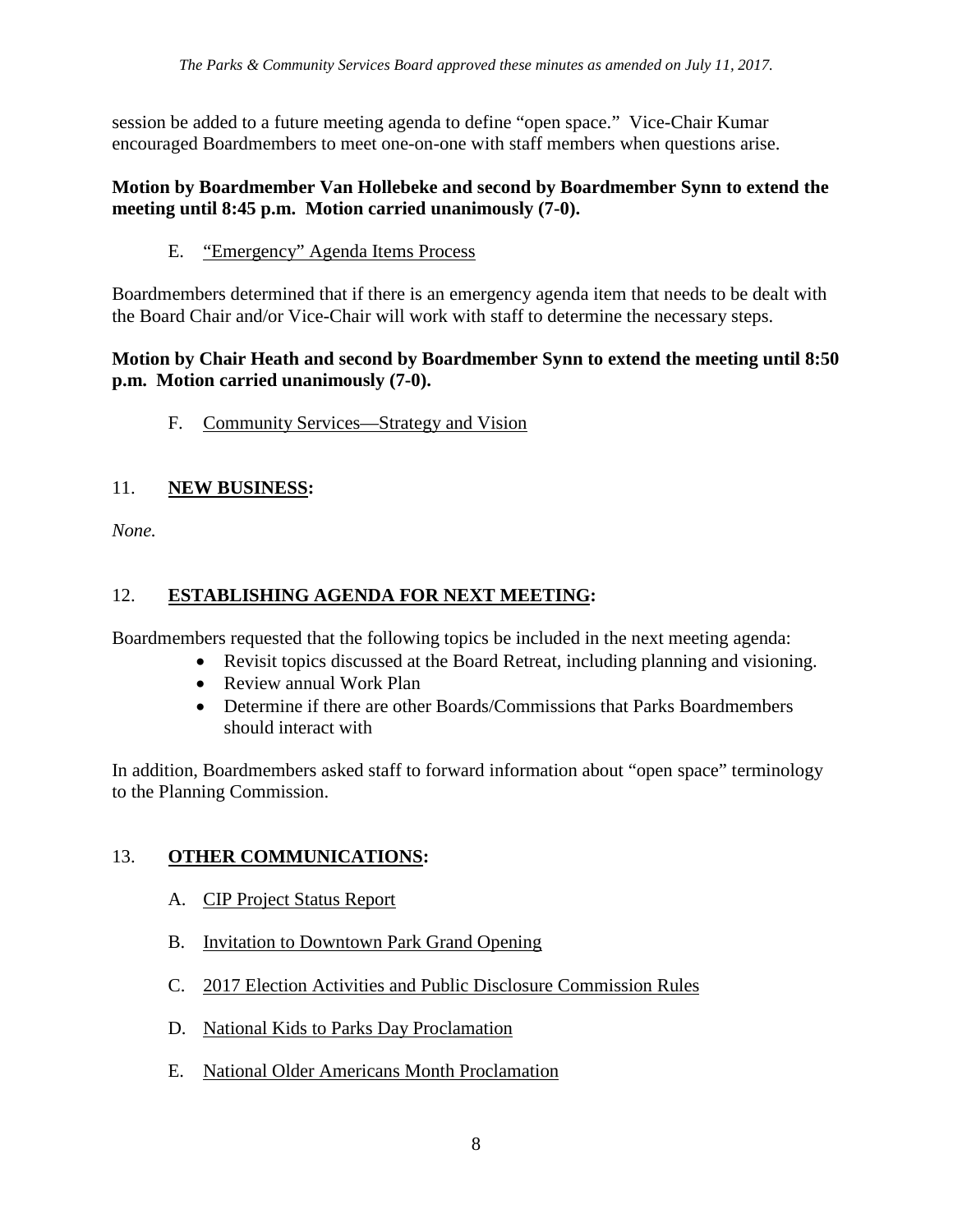*The Parks & Community Services Board approved these minutes as amended on July 11, 2017.*

session be added to a future meeting agenda to define "open space." Vice-Chair Kumar encouraged Boardmembers to meet one-on-one with staff members when questions arise.

**Motion by Boardmember Van Hollebeke and second by Boardmember Synn to extend the meeting until 8:45 p.m. Motion carried unanimously (7-0).**

E. "Emergency" Agenda Items Process

Boardmembers determined that if there is an emergency agenda item that needs to be dealt with the Board Chair and/or Vice-Chair will work with staff to determine the necessary steps.

**Motion by Chair Heath and second by Boardmember Synn to extend the meeting until 8:50 p.m. Motion carried unanimously (7-0).**

F. Community Services—Strategy and Vision

## 11. NEW BUSINESS:

*None.*

## 12. ESTABLISHING AGENDA FOR NEXT MEETING:

Boardmembers requested that the following topics be included in the next meeting agenda:

- Revisit topics discussed at the Board Retreat, including planning and visioning.
- Review annual Work Plan
- Determine if there are other Boards/Commissions that Parks Boardmembers should interact with

In addition, Boardmembers asked staff to forward information about "open space" terminology to the Planning Commission.

## 13. OTHER COMMUNICATIONS:

A. CIP Project Status Report

B. Invitation to Downtown Park Grand Opening

C. 2017 Election Activities and Public Disclosure Commission Rules

D. National Kids to Parks Day Proclamation

E. National Older Americans Month Proclamation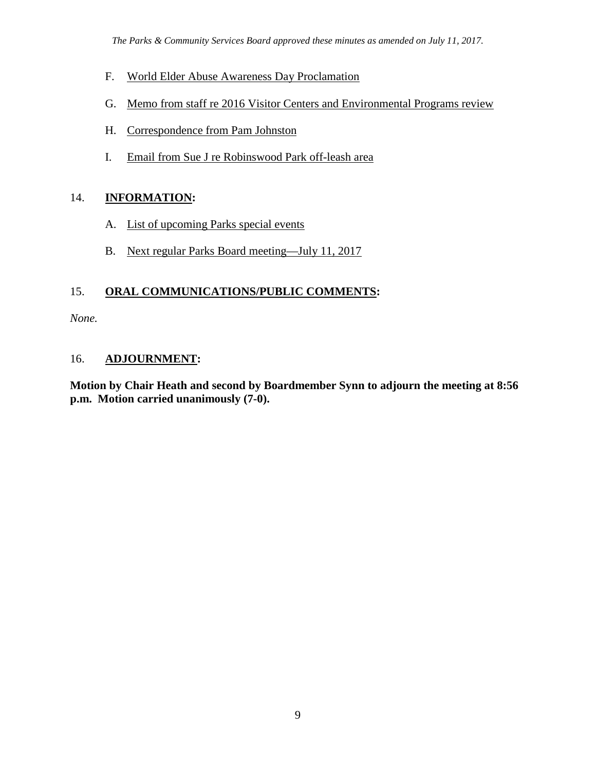*The Parks & Community Services Board approved these minutes as amended on July 11, 2017.*

F. World Elder Abuse Awareness Day Proclamation

G. Memo from staff re 2016 Visitor Centers and Environmental Programs review

H. Correspondence from Pam Johnston

I. Email from Sue J re Robinswood Park off-leash area

## 14. **INFORMATION:**

A. List of upcoming Parks special events

B. Next regular Parks Board meeting—July 11, 2017

## 15. **ORAL COMMUNICATIONS/PUBLIC COMMENTS:**

*None.*

## 16. **ADJOURNMENT:**

**Motion by Chair Heath and second by Boardmember Synn to adjourn the meeting at 8:56 p.m. Motion carried unanimously (7-0).**